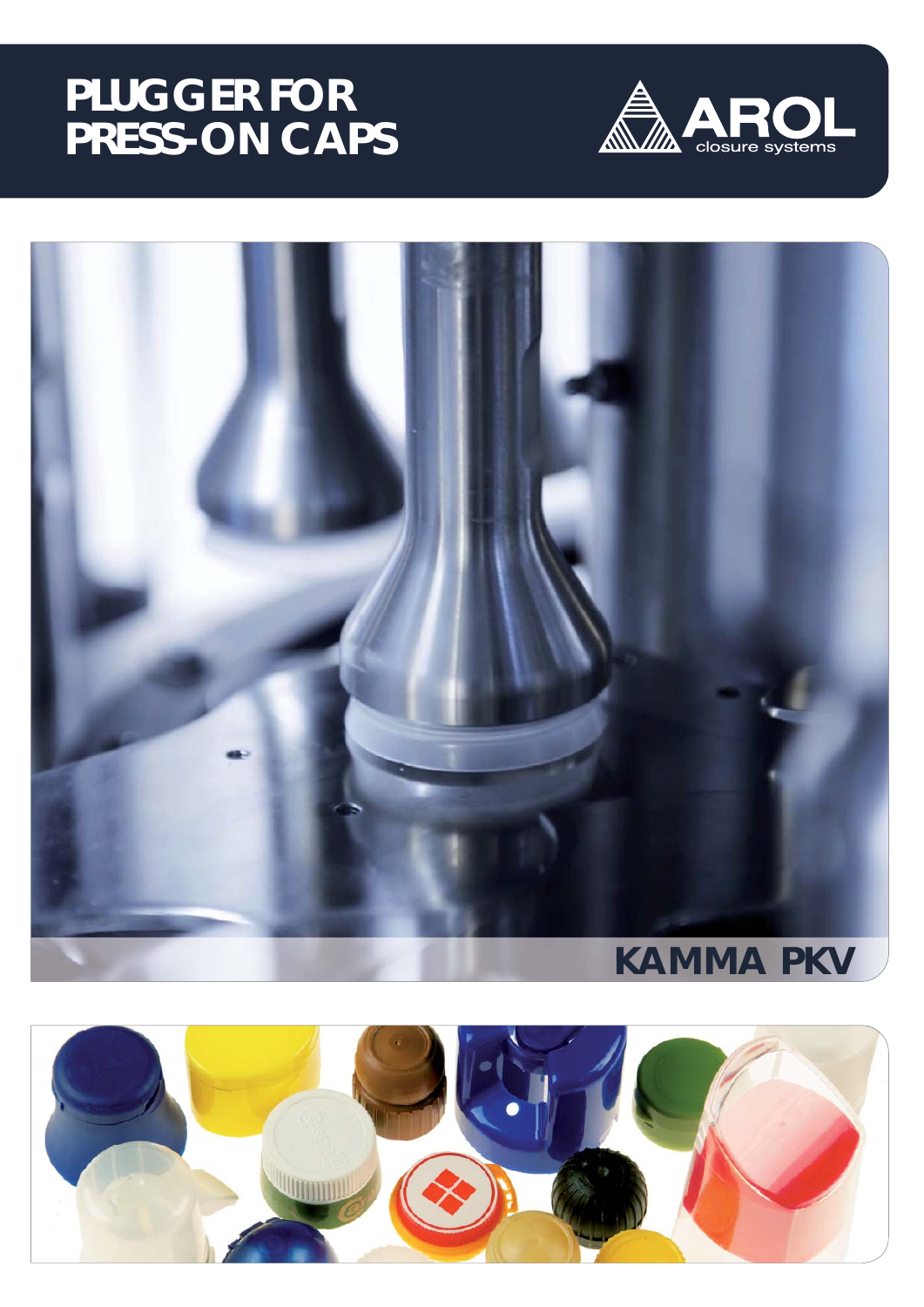# PLUGGER FOR PRESS-ON CAPS

AROL
closure systems

## KAMMA PKV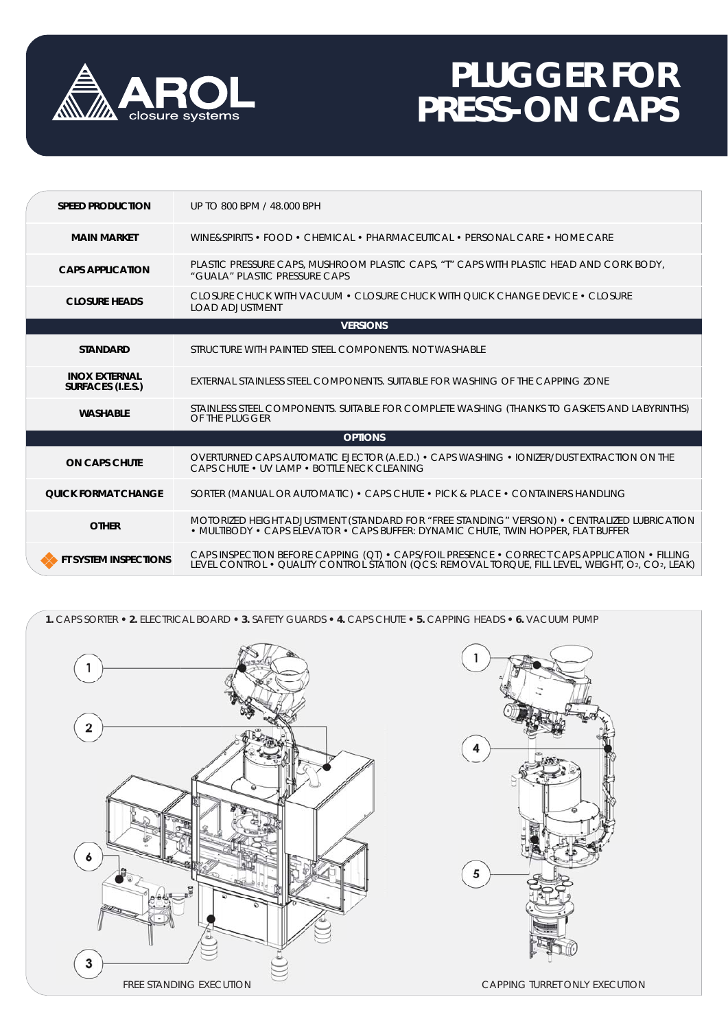# PLUGGER FOR PRESS-ON CAPS

| | |
|---|---|
| **SPEED PRODUCTION** | UP TO 800 BPM / 48.000 BPH |
| **MAIN MARKET** | WINE&SPIRITS • FOOD • CHEMICAL • PHARMACEUTICAL • PERSONAL CARE • HOME CARE |
| **CAPS APPLICATION** | PLASTIC PRESSURE CAPS, MUSHROOM PLASTIC CAPS, "T" CAPS WITH PLASTIC HEAD AND CORK BODY, "GUALA" PLASTIC PRESSURE CAPS |
| **CLOSURE HEADS** | CLOSURE CHUCK WITH VACUUM • CLOSURE CHUCK WITH QUICK CHANGE DEVICE • CLOSURE LOAD ADJUSTMENT |
| **VERSIONS** | |
| **STANDARD** | STRUCTURE WITH PAINTED STEEL COMPONENTS. NOT WASHABLE |
| **INOX EXTERNAL SURFACES (I.E.S.)** | EXTERNAL STAINLESS STEEL COMPONENTS. SUITABLE FOR WASHING OF THE CAPPING ZONE |
| **WASHABLE** | STAINLESS STEEL COMPONENTS. SUITABLE FOR COMPLETE WASHING (THANKS TO GASKETS AND LABYRINTHS) OF THE PLUGGER |
| **OPTIONS** | |
| **ON CAPS CHUTE** | OVERTURNED CAPS AUTOMATIC EJECTOR (A.E.D.) • CAPS WASHING • IONIZER/DUST EXTRACTION ON THE CAPS CHUTE • UV LAMP • BOTTLE NECK CLEANING |
| **QUICK FORMAT CHANGE** | SORTER (MANUAL OR AUTOMATIC) • CAPS CHUTE • PICK & PLACE • CONTAINERS HANDLING |
| **OTHER** | MOTORIZED HEIGHT ADJUSTMENT (STANDARD FOR "FREE STANDING" VERSION) • CENTRALIZED LUBRICATION • MULTIBODY • CAPS ELEVATOR • CAPS BUFFER: DYNAMIC CHUTE, TWIN HOPPER, FLAT BUFFER |
| **FT SYSTEM INSPECTIONS** | CAPS INSPECTION BEFORE CAPPING (QT) • CAPS/FOIL PRESENCE • CORRECT CAPS APPLICATION • FILLING LEVEL CONTROL • QUALITY CONTROL STATION (QCS: REMOVAL TORQUE, FILL LEVEL, WEIGHT, $O_2$, $CO_2$, LEAK) |

**1.** CAPS SORTER • **2.** ELECTRICAL BOARD • **3.** SAFETY GUARDS • **4.** CAPS CHUTE • **5.** CAPPING HEADS • **6.** VACUUM PUMP

FREE STANDING EXECUTION

CAPPING TURRET ONLY EXECUTION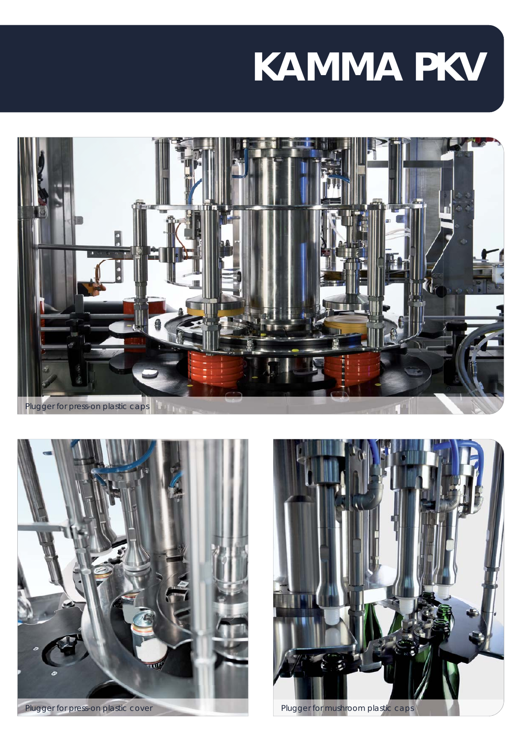# KAMMA PKV

Plugger for press-on plastic caps

Plugger for press-on plastic cover

Plugger for mushroom plastic caps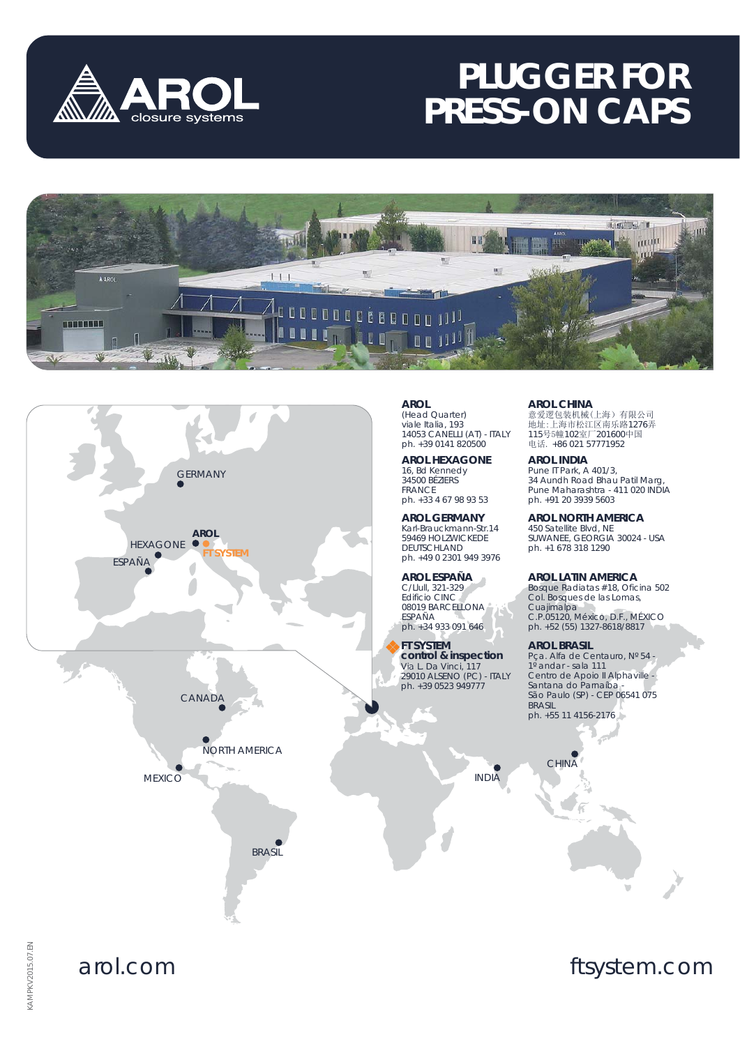# AROL closure systems

# PLUGGER FOR PRESS-ON CAPS

GERMANY
AROL
HEXAGONE
FT SYSTEM
ESPAÑA
CANADA
NORTH AMERICA
MEXICO
INDIA
CHINA
BRASIL

**AROL**
(Head Quarter)
viale Italia, 193
14053 CANELLI (AT) - ITALY
ph. +39 0141 820500

**AROL HEXAGONE**
16, Bd Kennedy
34500 BÉZIERS
FRANCE
ph. +33 4 67 98 93 53

**AROL GERMANY**
Karl-Brauckmann-Str.14
59469 HOLZWICKEDE
DEUTSCHLAND
ph. +49 0 2301 949 3976

**AROL ESPAÑA**
C/Llull, 321-329
Edificio CINC
08019 BARCELLONA
ESPAÑA
ph. +34 933 091 646

**FT SYSTEM**
**control & inspection**
Via L. Da Vinci, 117
29010 ALSENO (PC) - ITALY
ph. +39 0523 949777

**AROL CHINA**
意爱逻包装机械(上海)有限公司
地址:上海市松江区南乐路1276弄
115号5幢102室厂201600中国
电话. +86 021 57771952

**AROL INDIA**
Pune IT Park, A 401/3,
34 Aundh Road Bhau Patil Marg,
Pune Maharashtra - 411 020 INDIA
ph. +91 20 3939 5603

**AROL NORTH AMERICA**
450 Satellite Blvd, NE
SUWANEE, GEORGIA 30024 - USA
ph. +1 678 318 1290

**AROL LATIN AMERICA**
Bosque Radiatas #18, Oficina 502
Col. Bosques de las Lomas,
Cuajimalpa
C.P.05120, México, D.F., MÉXICO
ph. +52 (55) 1327-8618/8817

**AROL BRASIL**
Pça. Alfa de Centauro, Nº 54 -
1º andar - sala 111
Centro de Apoio II Alphaville -
Santana do Parnaíba -
São Paulo (SP) - CEP 06541 075
BRASIL
ph. +55 11 4156-2176

arol.com

ftsystem.com

KAMPKV2015.07.EN